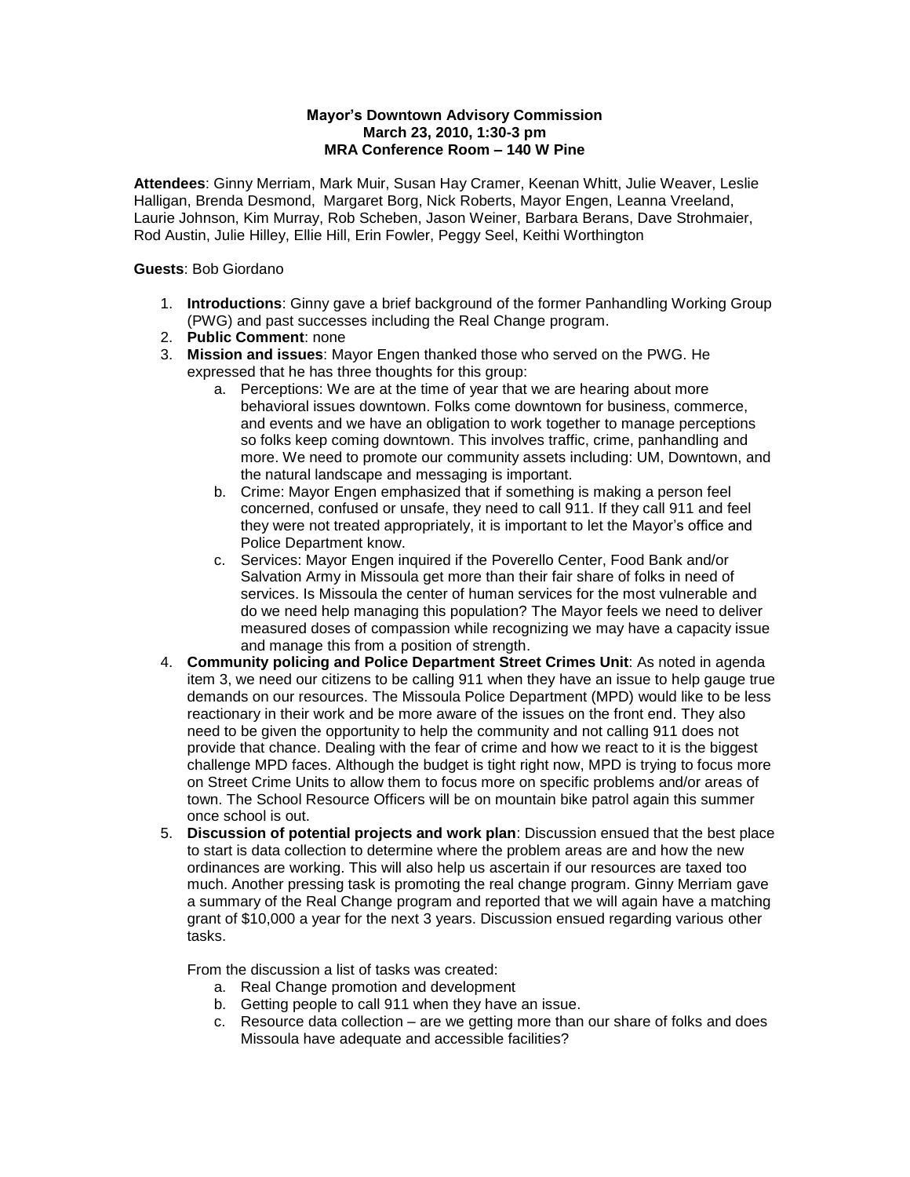**Mayor's Downtown Advisory Commission**
**March 23, 2010, 1:30-3 pm**
**MRA Conference Room – 140 W Pine**

**Attendees**: Ginny Merriam, Mark Muir, Susan Hay Cramer, Keenan Whitt, Julie Weaver, Leslie Halligan, Brenda Desmond, Margaret Borg, Nick Roberts, Mayor Engen, Leanna Vreeland, Laurie Johnson, Kim Murray, Rob Scheben, Jason Weiner, Barbara Berans, Dave Strohmaier, Rod Austin, Julie Hilley, Ellie Hill, Erin Fowler, Peggy Seel, Keithi Worthington

**Guests**: Bob Giordano

1. **Introductions**: Ginny gave a brief background of the former Panhandling Working Group (PWG) and past successes including the Real Change program.
2. **Public Comment**: none
3. **Mission and issues**: Mayor Engen thanked those who served on the PWG. He expressed that he has three thoughts for this group:
   a. Perceptions: We are at the time of year that we are hearing about more behavioral issues downtown. Folks come downtown for business, commerce, and events and we have an obligation to work together to manage perceptions so folks keep coming downtown. This involves traffic, crime, panhandling and more. We need to promote our community assets including: UM, Downtown, and the natural landscape and messaging is important.
   b. Crime: Mayor Engen emphasized that if something is making a person feel concerned, confused or unsafe, they need to call 911. If they call 911 and feel they were not treated appropriately, it is important to let the Mayor's office and Police Department know.
   c. Services: Mayor Engen inquired if the Poverello Center, Food Bank and/or Salvation Army in Missoula get more than their fair share of folks in need of services. Is Missoula the center of human services for the most vulnerable and do we need help managing this population? The Mayor feels we need to deliver measured doses of compassion while recognizing we may have a capacity issue and manage this from a position of strength.
4. **Community policing and Police Department Street Crimes Unit**: As noted in agenda item 3, we need our citizens to be calling 911 when they have an issue to help gauge true demands on our resources. The Missoula Police Department (MPD) would like to be less reactionary in their work and be more aware of the issues on the front end. They also need to be given the opportunity to help the community and not calling 911 does not provide that chance. Dealing with the fear of crime and how we react to it is the biggest challenge MPD faces. Although the budget is tight right now, MPD is trying to focus more on Street Crime Units to allow them to focus more on specific problems and/or areas of town. The School Resource Officers will be on mountain bike patrol again this summer once school is out.
5. **Discussion of potential projects and work plan**: Discussion ensued that the best place to start is data collection to determine where the problem areas are and how the new ordinances are working. This will also help us ascertain if our resources are taxed too much. Another pressing task is promoting the real change program. Ginny Merriam gave a summary of the Real Change program and reported that we will again have a matching grant of $10,000 a year for the next 3 years. Discussion ensued regarding various other tasks.

   From the discussion a list of tasks was created:
   a. Real Change promotion and development
   b. Getting people to call 911 when they have an issue.
   c. Resource data collection – are we getting more than our share of folks and does Missoula have adequate and accessible facilities?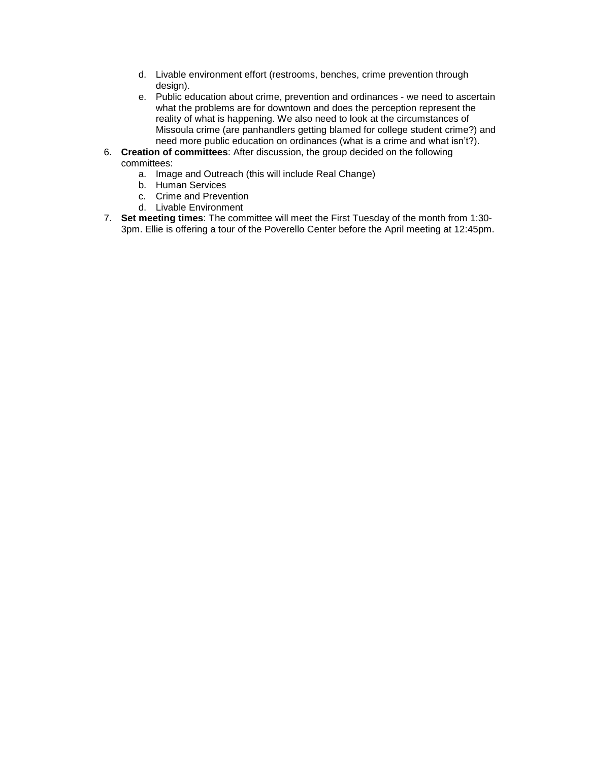d. Livable environment effort (restrooms, benches, crime prevention through design).
   e. Public education about crime, prevention and ordinances - we need to ascertain what the problems are for downtown and does the perception represent the reality of what is happening. We also need to look at the circumstances of Missoula crime (are panhandlers getting blamed for college student crime?) and need more public education on ordinances (what is a crime and what isn't?).

6. **Creation of committees**: After discussion, the group decided on the following committees:
   a. Image and Outreach (this will include Real Change)
   b. Human Services
   c. Crime and Prevention
   d. Livable Environment
7. **Set meeting times**: The committee will meet the First Tuesday of the month from 1:30-3pm. Ellie is offering a tour of the Poverello Center before the April meeting at 12:45pm.